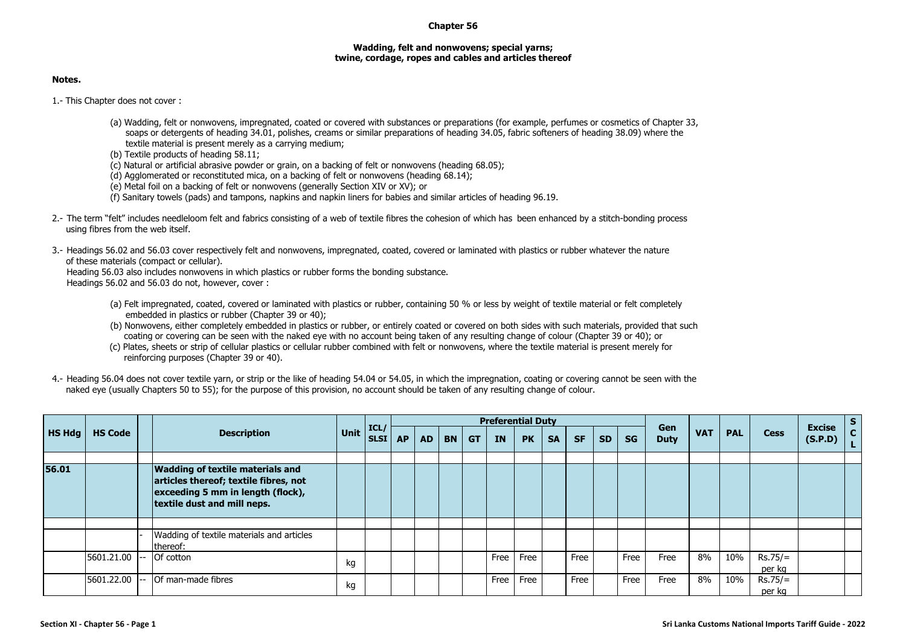# Chapter 56

## Wadding, felt and nonwovens; special yarns; twine, cordage, ropes and cables and articles thereof

**Notes.**

1.- This Chapter does not cover :

(a) Wadding, felt or nonwovens, impregnated, coated or covered with substances or preparations (for example, perfumes or cosmetics of Chapter 33, soaps or detergents of heading 34.01, polishes, creams or similar preparations of heading 34.05, fabric softeners of heading 38.09) where the textile material is present merely as a carrying medium;

(b) Textile products of heading 58.11;

(c) Natural or artificial abrasive powder or grain, on a backing of felt or nonwovens (heading 68.05);

(d) Agglomerated or reconstituted mica, on a backing of felt or nonwovens (heading 68.14);

(e) Metal foil on a backing of felt or nonwovens (generally Section XIV or XV); or

(f) Sanitary towels (pads) and tampons, napkins and napkin liners for babies and similar articles of heading 96.19.

2.- The term "felt" includes needleloom felt and fabrics consisting of a web of textile fibres the cohesion of which has been enhanced by a stitch-bonding process using fibres from the web itself.

3.- Headings 56.02 and 56.03 cover respectively felt and nonwovens, impregnated, coated, covered or laminated with plastics or rubber whatever the nature of these materials (compact or cellular).
Heading 56.03 also includes nonwovens in which plastics or rubber forms the bonding substance.
Headings 56.02 and 56.03 do not, however, cover :

(a) Felt impregnated, coated, covered or laminated with plastics or rubber, containing 50 % or less by weight of textile material or felt completely embedded in plastics or rubber (Chapter 39 or 40);

(b) Nonwovens, either completely embedded in plastics or rubber, or entirely coated or covered on both sides with such materials, provided that such coating or covering can be seen with the naked eye with no account being taken of any resulting change of colour (Chapter 39 or 40); or

(c) Plates, sheets or strip of cellular plastics or cellular rubber combined with felt or nonwovens, where the textile material is present merely for reinforcing purposes (Chapter 39 or 40).

4.- Heading 56.04 does not cover textile yarn, or strip or the like of heading 54.04 or 54.05, in which the impregnation, coating or covering cannot be seen with the naked eye (usually Chapters 50 to 55); for the purpose of this provision, no account should be taken of any resulting change of colour.

| HS Hdg | HS Code | | Description | Unit | ICL/ SLSI | Preferential Duty | | | | | | | | | | Gen Duty | VAT | PAL | Cess | Excise (S.P.D) | SCL |
|---|---|---|---|---|---|---|---|---|---|---|---|---|---|---|---|---|---|---|---|---|---|
| | | | | | | AP | AD | BN | GT | IN | PK | SA | SF | SD | SG | | | | | | |
| **56.01** | | | **Wadding of textile materials and articles thereof; textile fibres, not exceeding 5 mm in length (flock), textile dust and mill neps.** | | | | | | | | | | | | | | | | | | |
| | | - | Wadding of textile materials and articles thereof: | | | | | | | | | | | | | | | | | | |
| | 5601.21.00 | -- | Of cotton | kg | | | | | | Free | Free | | Free | | Free | Free | 8% | 10% | Rs.75/= per kg | | |
| | 5601.22.00 | -- | Of man-made fibres | kg | | | | | | Free | Free | | Free | | Free | Free | 8% | 10% | Rs.75/= per kg | | |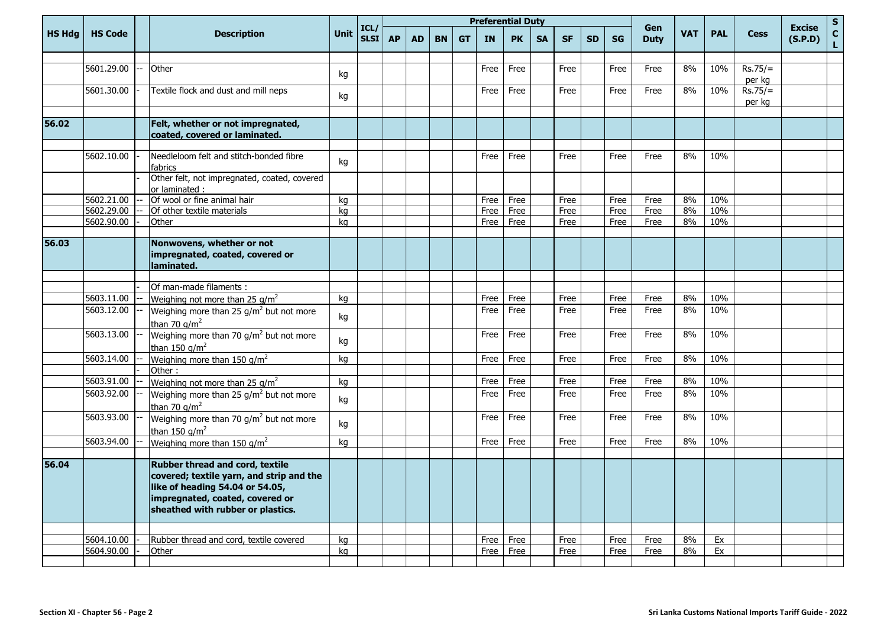| HS Hdg | HS Code | | Description | Unit | ICL/ SLSI | Preferential Duty | | | | | | | | | | Gen Duty | VAT | PAL | Cess | Excise (S.P.D) | SCL |
|---|---|---|---|---|---|---|---|---|---|---|---|---|---|---|---|---|---|---|---|---|---|
| | | | | | | AP | AD | BN | GT | IN | PK | SA | SF | SD | SG | | | | | | |
| | 5601.29.00 | -- | Other | kg | | | | | | Free | Free | | Free | | Free | Free | 8% | 10% | Rs.75/= per kg | | |
| | 5601.30.00 | - | Textile flock and dust and mill neps | kg | | | | | | Free | Free | | Free | | Free | Free | 8% | 10% | Rs.75/= per kg | | |
| **56.02** | | | **Felt, whether or not impregnated, coated, covered or laminated.** | | | | | | | | | | | | | | | | | | |
| | 5602.10.00 | - | Needleloom felt and stitch-bonded fibre fabrics | kg | | | | | | Free | Free | | Free | | Free | Free | 8% | 10% | | | |
| | | - | Other felt, not impregnated, coated, covered or laminated : | | | | | | | | | | | | | | | | | | |
| | 5602.21.00 | -- | Of wool or fine animal hair | kg | | | | | | Free | Free | | Free | | Free | Free | 8% | 10% | | | |
| | 5602.29.00 | -- | Of other textile materials | kg | | | | | | Free | Free | | Free | | Free | Free | 8% | 10% | | | |
| | 5602.90.00 | - | Other | kg | | | | | | Free | Free | | Free | | Free | Free | 8% | 10% | | | |
| **56.03** | | | **Nonwovens, whether or not impregnated, coated, covered or laminated.** | | | | | | | | | | | | | | | | | | |
| | | - | Of man-made filaments : | | | | | | | | | | | | | | | | | | |
| | 5603.11.00 | -- | Weighing not more than 25 $g/m^2$ | kg | | | | | | Free | Free | | Free | | Free | Free | 8% | 10% | | | |
| | 5603.12.00 | -- | Weighing more than 25 $g/m^2$ but not more than 70 $g/m^2$ | kg | | | | | | Free | Free | | Free | | Free | Free | 8% | 10% | | | |
| | 5603.13.00 | -- | Weighing more than 70 $g/m^2$ but not more than 150 $g/m^2$ | kg | | | | | | Free | Free | | Free | | Free | Free | 8% | 10% | | | |
| | 5603.14.00 | -- | Weighing more than 150 $g/m^2$ | kg | | | | | | Free | Free | | Free | | Free | Free | 8% | 10% | | | |
| | | - | Other : | | | | | | | | | | | | | | | | | | |
| | 5603.91.00 | -- | Weighing not more than 25 $g/m^2$ | kg | | | | | | Free | Free | | Free | | Free | Free | 8% | 10% | | | |
| | 5603.92.00 | -- | Weighing more than 25 $g/m^2$ but not more than 70 $g/m^2$ | kg | | | | | | Free | Free | | Free | | Free | Free | 8% | 10% | | | |
| | 5603.93.00 | -- | Weighing more than 70 $g/m^2$ but not more than 150 $g/m^2$ | kg | | | | | | Free | Free | | Free | | Free | Free | 8% | 10% | | | |
| | 5603.94.00 | -- | Weighing more than 150 $g/m^2$ | kg | | | | | | Free | Free | | Free | | Free | Free | 8% | 10% | | | |
| **56.04** | | | **Rubber thread and cord, textile covered; textile yarn, and strip and the like of heading 54.04 or 54.05, impregnated, coated, covered or sheathed with rubber or plastics.** | | | | | | | | | | | | | | | | | | |
| | 5604.10.00 | - | Rubber thread and cord, textile covered | kg | | | | | | Free | Free | | Free | | Free | Free | 8% | Ex | | | |
| | 5604.90.00 | - | Other | kg | | | | | | Free | Free | | Free | | Free | Free | 8% | Ex | | | |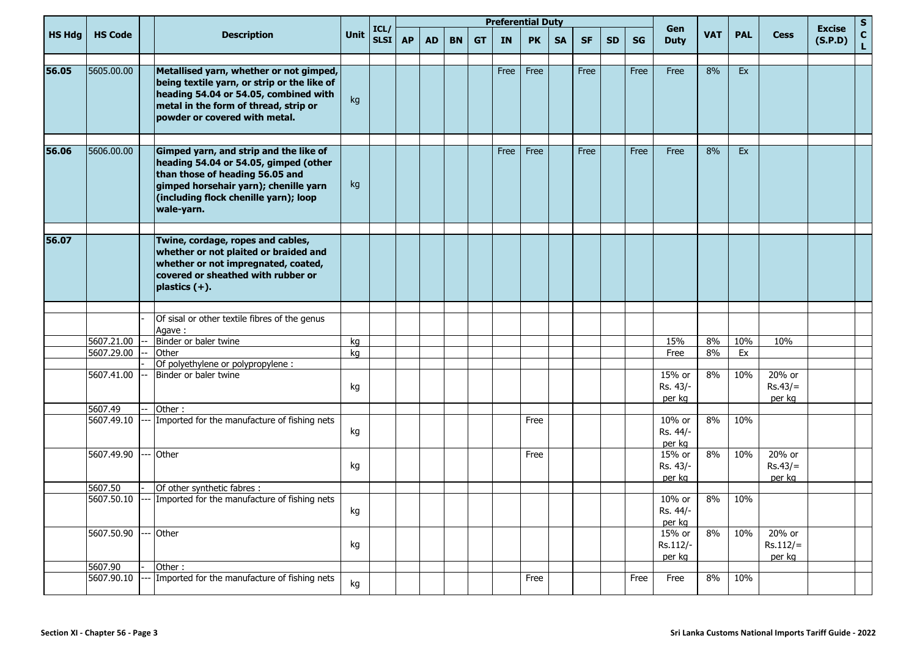| HS Hdg | HS Code | | Description | Unit | ICL/ SLSI | Preferential Duty | | | | | | | | | | Gen Duty | VAT | PAL | Cess | Excise (S.P.D) | S C L |
|---|---|---|---|---|---|---|---|---|---|---|---|---|---|---|---|---|---|---|---|---|---|
| | | | | | | AP | AD | BN | GT | IN | PK | SA | SF | SD | SG | | | | | | |
| **56.05** | 5605.00.00 | | **Metallised yarn, whether or not gimped, being textile yarn, or strip or the like of heading 54.04 or 54.05, combined with metal in the form of thread, strip or powder or covered with metal.** | kg | | | | | | Free | Free | | Free | | Free | Free | 8% | Ex | | | |
| **56.06** | 5606.00.00 | | **Gimped yarn, and strip and the like of heading 54.04 or 54.05, gimped (other than those of heading 56.05 and gimped horsehair yarn); chenille yarn (including flock chenille yarn); loop wale-yarn.** | kg | | | | | | Free | Free | | Free | | Free | Free | 8% | Ex | | | |
| **56.07** | | | **Twine, cordage, ropes and cables, whether or not plaited or braided and whether or not impregnated, coated, covered or sheathed with rubber or plastics (+).** | | | | | | | | | | | | | | | | | | |
| | | - | Of sisal or other textile fibres of the genus Agave : | | | | | | | | | | | | | | | | | | |
| | 5607.21.00 | -- | Binder or baler twine | kg | | | | | | | | | | | | 15% | 8% | 10% | 10% | | |
| | 5607.29.00 | -- | Other | kg | | | | | | | | | | | | Free | 8% | Ex | | | |
| | | - | Of polyethylene or polypropylene : | | | | | | | | | | | | | | | | | | |
| | 5607.41.00 | -- | Binder or baler twine | kg | | | | | | | | | | | | 15% or Rs. 43/- per kg | 8% | 10% | 20% or Rs.43/= per kg | | |
| | 5607.49 | -- | Other : | | | | | | | | | | | | | | | | | | |
| | 5607.49.10 | --- | Imported for the manufacture of fishing nets | kg | | | | | | | Free | | | | | 10% or Rs. 44/- per kg | 8% | 10% | | | |
| | 5607.49.90 | --- | Other | kg | | | | | | | Free | | | | | 15% or Rs. 43/- per kg | 8% | 10% | 20% or Rs.43/= per kg | | |
| | 5607.50 | - | Of other synthetic fabres : | | | | | | | | | | | | | | | | | | |
| | 5607.50.10 | --- | Imported for the manufacture of fishing nets | kg | | | | | | | | | | | | 10% or Rs. 44/- per kg | 8% | 10% | | | |
| | 5607.50.90 | --- | Other | kg | | | | | | | | | | | | 15% or Rs.112/- per kg | 8% | 10% | 20% or Rs.112/= per kg | | |
| | 5607.90 | - | Other : | | | | | | | | | | | | | | | | | | |
| | 5607.90.10 | --- | Imported for the manufacture of fishing nets | kg | | | | | | | Free | | | | Free | Free | 8% | 10% | | | |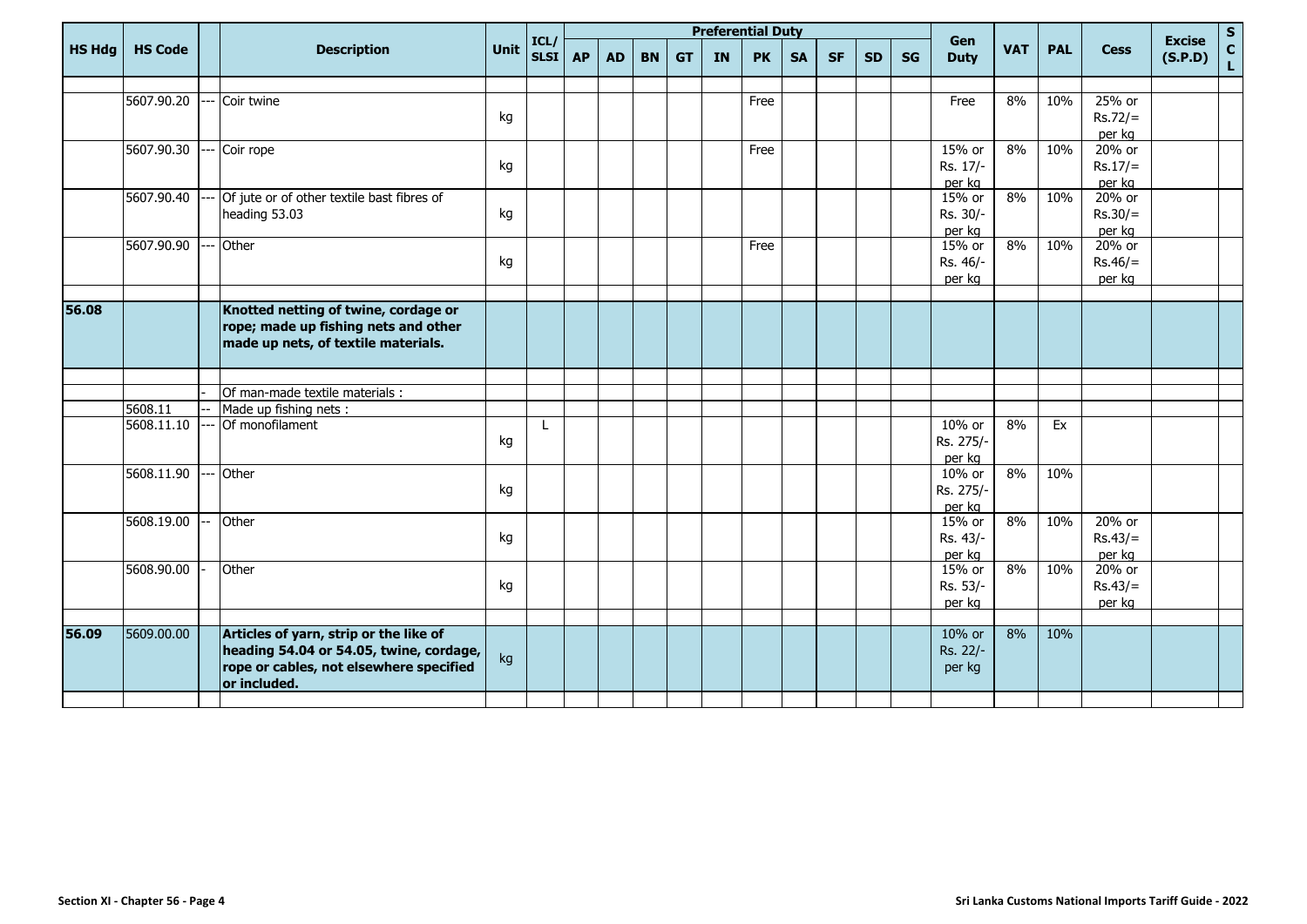| HS Hdg | HS Code | | Description | Unit | ICL/ SLSI | Preferential Duty | | | | | | | | | | Gen Duty | VAT | PAL | Cess | Excise (S.P.D) | S C L |
|---|---|---|---|---|---|---|---|---|---|---|---|---|---|---|---|---|---|---|---|---|---|
| | | | | | | AP | AD | BN | GT | IN | PK | SA | SF | SD | SG | | | | | | |
| | | | | | | | | | | | | | | | | | | | | | |
| | 5607.90.20 | --- | Coir twine | kg | | | | | | | Free | | | | | Free | 8% | 10% | 25% or Rs.72/= per kg | | |
| | 5607.90.30 | --- | Coir rope | kg | | | | | | | Free | | | | | 15% or Rs. 17/- per kg | 8% | 10% | 20% or Rs.17/= per kg | | |
| | 5607.90.40 | --- | Of jute or of other textile bast fibres of heading 53.03 | kg | | | | | | | | | | | | 15% or Rs. 30/- per kg | 8% | 10% | 20% or Rs.30/= per kg | | |
| | 5607.90.90 | --- | Other | kg | | | | | | | Free | | | | | 15% or Rs. 46/- per kg | 8% | 10% | 20% or Rs.46/= per kg | | |
| | | | | | | | | | | | | | | | | | | | | | |
| **56.08** | | | **Knotted netting of twine, cordage or rope; made up fishing nets and other made up nets, of textile materials.** | | | | | | | | | | | | | | | | | | |
| | | | | | | | | | | | | | | | | | | | | | |
| | | - | Of man-made textile materials : | | | | | | | | | | | | | | | | | | |
| | 5608.11 | -- | Made up fishing nets : | | | | | | | | | | | | | | | | | | |
| | 5608.11.10 | --- | Of monofilament | kg | L | | | | | | | | | | | 10% or Rs. 275/- per kg | 8% | Ex | | | |
| | 5608.11.90 | --- | Other | kg | | | | | | | | | | | | 10% or Rs. 275/- per kg | 8% | 10% | | | |
| | 5608.19.00 | -- | Other | kg | | | | | | | | | | | | 15% or Rs. 43/- per kg | 8% | 10% | 20% or Rs.43/= per kg | | |
| | 5608.90.00 | - | Other | kg | | | | | | | | | | | | 15% or Rs. 53/- per kg | 8% | 10% | 20% or Rs.43/= per kg | | |
| | | | | | | | | | | | | | | | | | | | | | |
| **56.09** | 5609.00.00 | | **Articles of yarn, strip or the like of heading 54.04 or 54.05, twine, cordage, rope or cables, not elsewhere specified or included.** | kg | | | | | | | | | | | | 10% or Rs. 22/- per kg | 8% | 10% | | | |